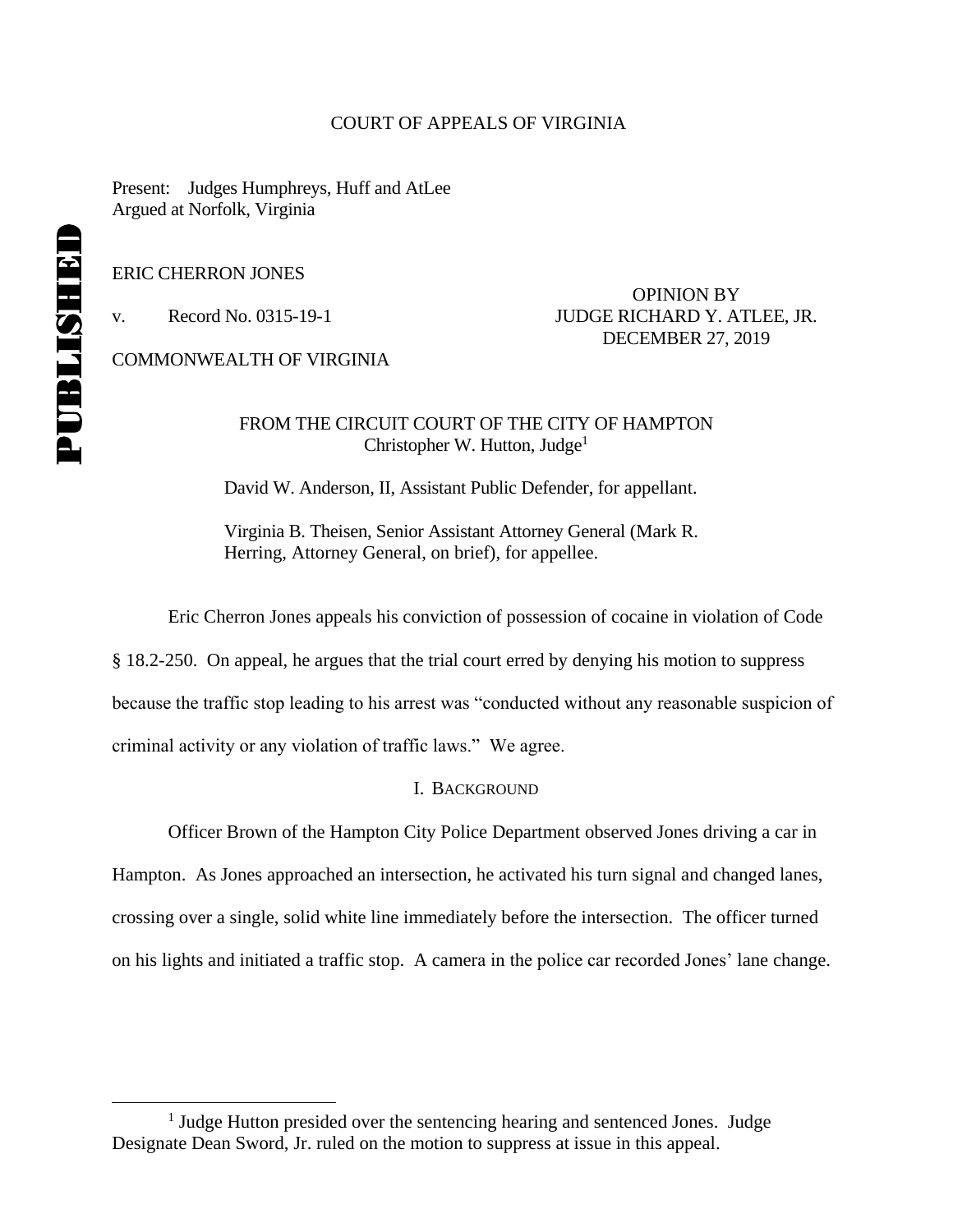COURT OF APPEALS OF VIRGINIA

Present: Judges Humphreys, Huff and AtLee
Argued at Norfolk, Virginia

PUBLISHED

ERIC CHERRON JONES

v. Record No. 0315-19-1

OPINION BY
JUDGE RICHARD Y. ATLEE, JR.
DECEMBER 27, 2019

COMMONWEALTH OF VIRGINIA

FROM THE CIRCUIT COURT OF THE CITY OF HAMPTON
Christopher W. Hutton, Judge[1]

David W. Anderson, II, Assistant Public Defender, for appellant.

Virginia B. Theisen, Senior Assistant Attorney General (Mark R. Herring, Attorney General, on brief), for appellee.

Eric Cherron Jones appeals his conviction of possession of cocaine in violation of Code § 18.2-250. On appeal, he argues that the trial court erred by denying his motion to suppress because the traffic stop leading to his arrest was "conducted without any reasonable suspicion of criminal activity or any violation of traffic laws." We agree.

## I. Background

Officer Brown of the Hampton City Police Department observed Jones driving a car in Hampton. As Jones approached an intersection, he activated his turn signal and changed lanes, crossing over a single, solid white line immediately before the intersection. The officer turned on his lights and initiated a traffic stop. A camera in the police car recorded Jones' lane change.

---

[1] Judge Hutton presided over the sentencing hearing and sentenced Jones. Judge Designate Dean Sword, Jr. ruled on the motion to suppress at issue in this appeal.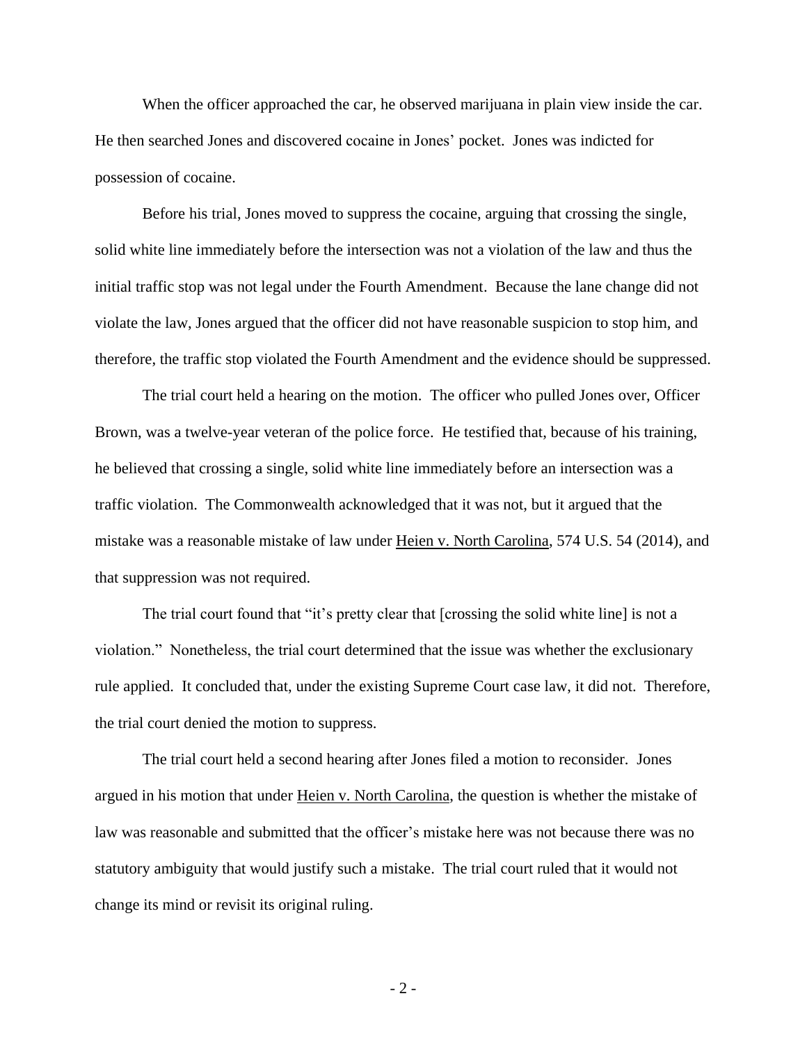When the officer approached the car, he observed marijuana in plain view inside the car. He then searched Jones and discovered cocaine in Jones' pocket. Jones was indicted for possession of cocaine.

Before his trial, Jones moved to suppress the cocaine, arguing that crossing the single, solid white line immediately before the intersection was not a violation of the law and thus the initial traffic stop was not legal under the Fourth Amendment. Because the lane change did not violate the law, Jones argued that the officer did not have reasonable suspicion to stop him, and therefore, the traffic stop violated the Fourth Amendment and the evidence should be suppressed.

The trial court held a hearing on the motion. The officer who pulled Jones over, Officer Brown, was a twelve-year veteran of the police force. He testified that, because of his training, he believed that crossing a single, solid white line immediately before an intersection was a traffic violation. The Commonwealth acknowledged that it was not, but it argued that the mistake was a reasonable mistake of law under Heien v. North Carolina, 574 U.S. 54 (2014), and that suppression was not required.

The trial court found that "it's pretty clear that [crossing the solid white line] is not a violation." Nonetheless, the trial court determined that the issue was whether the exclusionary rule applied. It concluded that, under the existing Supreme Court case law, it did not. Therefore, the trial court denied the motion to suppress.

The trial court held a second hearing after Jones filed a motion to reconsider. Jones argued in his motion that under Heien v. North Carolina, the question is whether the mistake of law was reasonable and submitted that the officer's mistake here was not because there was no statutory ambiguity that would justify such a mistake. The trial court ruled that it would not change its mind or revisit its original ruling.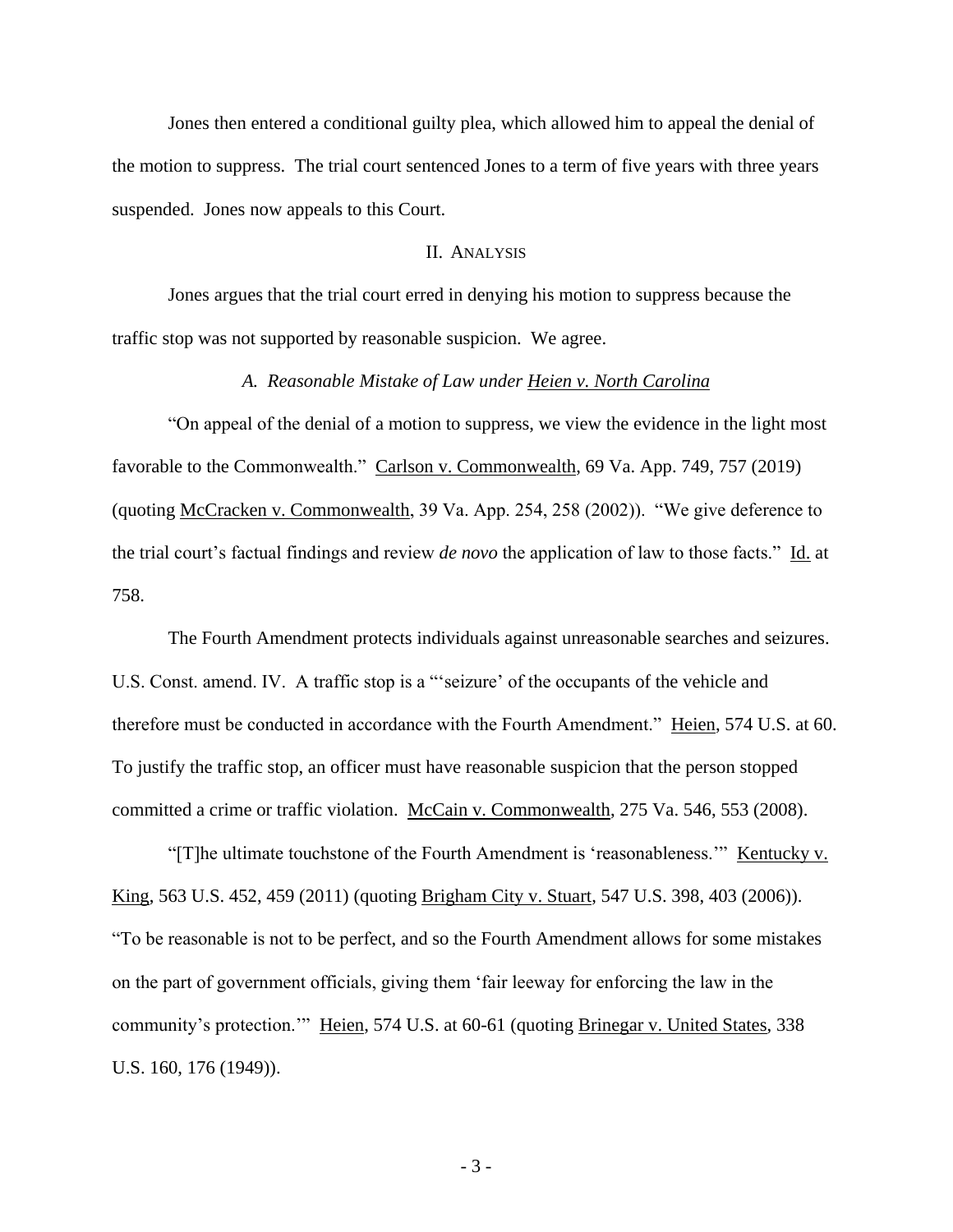Jones then entered a conditional guilty plea, which allowed him to appeal the denial of the motion to suppress. The trial court sentenced Jones to a term of five years with three years suspended. Jones now appeals to this Court.

## II. ANALYSIS

Jones argues that the trial court erred in denying his motion to suppress because the traffic stop was not supported by reasonable suspicion. We agree.

### *A. Reasonable Mistake of Law under Heien v. North Carolina*

"On appeal of the denial of a motion to suppress, we view the evidence in the light most favorable to the Commonwealth." Carlson v. Commonwealth, 69 Va. App. 749, 757 (2019) (quoting McCracken v. Commonwealth, 39 Va. App. 254, 258 (2002)). "We give deference to the trial court's factual findings and review *de novo* the application of law to those facts." Id. at 758.

The Fourth Amendment protects individuals against unreasonable searches and seizures. U.S. Const. amend. IV. A traffic stop is a "'seizure' of the occupants of the vehicle and therefore must be conducted in accordance with the Fourth Amendment." Heien, 574 U.S. at 60. To justify the traffic stop, an officer must have reasonable suspicion that the person stopped committed a crime or traffic violation. McCain v. Commonwealth, 275 Va. 546, 553 (2008).

"[T]he ultimate touchstone of the Fourth Amendment is 'reasonableness.'" Kentucky v. King, 563 U.S. 452, 459 (2011) (quoting Brigham City v. Stuart, 547 U.S. 398, 403 (2006)). "To be reasonable is not to be perfect, and so the Fourth Amendment allows for some mistakes on the part of government officials, giving them 'fair leeway for enforcing the law in the community's protection.'" Heien, 574 U.S. at 60-61 (quoting Brinegar v. United States, 338 U.S. 160, 176 (1949)).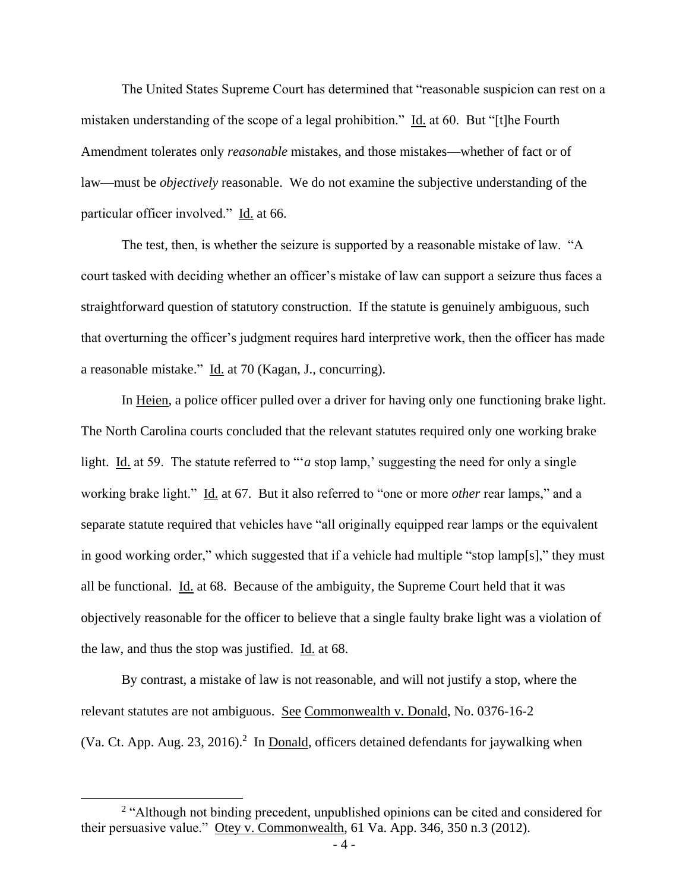The United States Supreme Court has determined that "reasonable suspicion can rest on a mistaken understanding of the scope of a legal prohibition." Id. at 60. But "[t]he Fourth Amendment tolerates only *reasonable* mistakes, and those mistakes—whether of fact or of law—must be *objectively* reasonable. We do not examine the subjective understanding of the particular officer involved." Id. at 66.

The test, then, is whether the seizure is supported by a reasonable mistake of law. "A court tasked with deciding whether an officer's mistake of law can support a seizure thus faces a straightforward question of statutory construction. If the statute is genuinely ambiguous, such that overturning the officer's judgment requires hard interpretive work, then the officer has made a reasonable mistake." Id. at 70 (Kagan, J., concurring).

In Heien, a police officer pulled over a driver for having only one functioning brake light. The North Carolina courts concluded that the relevant statutes required only one working brake light. Id. at 59. The statute referred to "'*a* stop lamp,' suggesting the need for only a single working brake light." Id. at 67. But it also referred to "one or more *other* rear lamps," and a separate statute required that vehicles have "all originally equipped rear lamps or the equivalent in good working order," which suggested that if a vehicle had multiple "stop lamp[s]," they must all be functional. Id. at 68. Because of the ambiguity, the Supreme Court held that it was objectively reasonable for the officer to believe that a single faulty brake light was a violation of the law, and thus the stop was justified. Id. at 68.

By contrast, a mistake of law is not reasonable, and will not justify a stop, where the relevant statutes are not ambiguous. See Commonwealth v. Donald, No. 0376-16-2 (Va. Ct. App. Aug. 23, 2016).[2] In Donald, officers detained defendants for jaywalking when

[2] "Although not binding precedent, unpublished opinions can be cited and considered for their persuasive value." Otey v. Commonwealth, 61 Va. App. 346, 350 n.3 (2012).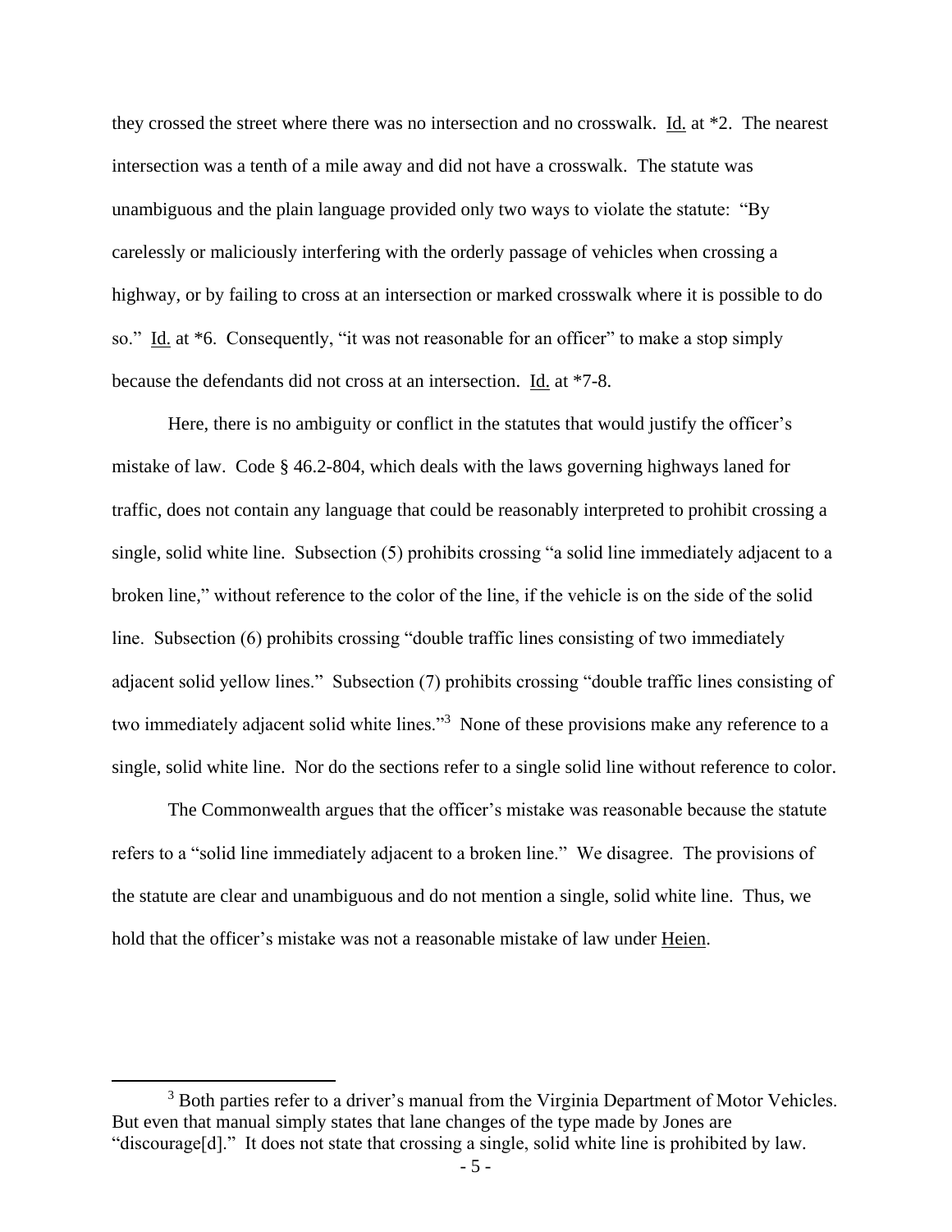they crossed the street where there was no intersection and no crosswalk. Id. at *2. The nearest intersection was a tenth of a mile away and did not have a crosswalk. The statute was unambiguous and the plain language provided only two ways to violate the statute: "By carelessly or maliciously interfering with the orderly passage of vehicles when crossing a highway, or by failing to cross at an intersection or marked crosswalk where it is possible to do so." Id. at *6. Consequently, "it was not reasonable for an officer" to make a stop simply because the defendants did not cross at an intersection. Id. at *7-8.

Here, there is no ambiguity or conflict in the statutes that would justify the officer's mistake of law. Code § 46.2-804, which deals with the laws governing highways laned for traffic, does not contain any language that could be reasonably interpreted to prohibit crossing a single, solid white line. Subsection (5) prohibits crossing "a solid line immediately adjacent to a broken line," without reference to the color of the line, if the vehicle is on the side of the solid line. Subsection (6) prohibits crossing "double traffic lines consisting of two immediately adjacent solid yellow lines." Subsection (7) prohibits crossing "double traffic lines consisting of two immediately adjacent solid white lines."[3] None of these provisions make any reference to a single, solid white line. Nor do the sections refer to a single solid line without reference to color.

The Commonwealth argues that the officer's mistake was reasonable because the statute refers to a "solid line immediately adjacent to a broken line." We disagree. The provisions of the statute are clear and unambiguous and do not mention a single, solid white line. Thus, we hold that the officer's mistake was not a reasonable mistake of law under Heien.

---

[3] Both parties refer to a driver's manual from the Virginia Department of Motor Vehicles. But even that manual simply states that lane changes of the type made by Jones are "discourage[d]." It does not state that crossing a single, solid white line is prohibited by law.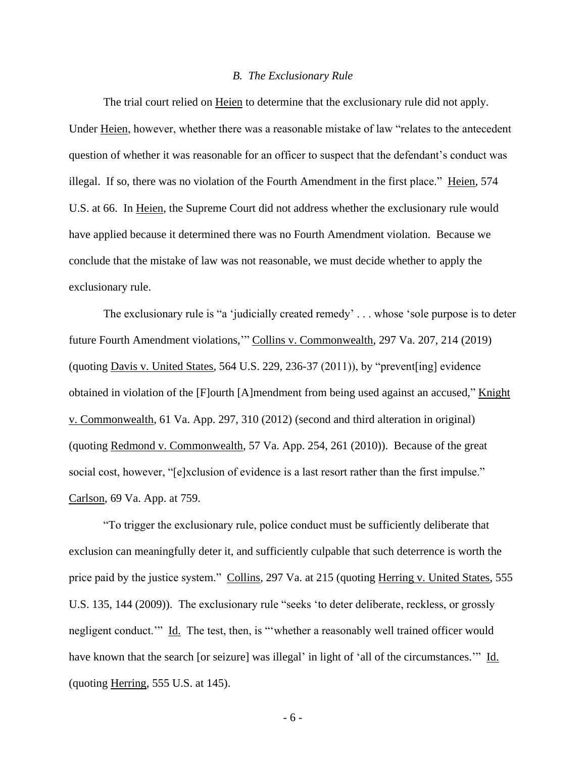### *B. The Exclusionary Rule*

The trial court relied on Heien to determine that the exclusionary rule did not apply. Under Heien, however, whether there was a reasonable mistake of law "relates to the antecedent question of whether it was reasonable for an officer to suspect that the defendant's conduct was illegal. If so, there was no violation of the Fourth Amendment in the first place." Heien, 574 U.S. at 66. In Heien, the Supreme Court did not address whether the exclusionary rule would have applied because it determined there was no Fourth Amendment violation. Because we conclude that the mistake of law was not reasonable, we must decide whether to apply the exclusionary rule.

The exclusionary rule is "a 'judicially created remedy' . . . whose 'sole purpose is to deter future Fourth Amendment violations,'" Collins v. Commonwealth, 297 Va. 207, 214 (2019) (quoting Davis v. United States, 564 U.S. 229, 236-37 (2011)), by "prevent[ing] evidence obtained in violation of the [F]ourth [A]mendment from being used against an accused," Knight v. Commonwealth, 61 Va. App. 297, 310 (2012) (second and third alteration in original) (quoting Redmond v. Commonwealth, 57 Va. App. 254, 261 (2010)). Because of the great social cost, however, "[e]xclusion of evidence is a last resort rather than the first impulse." Carlson, 69 Va. App. at 759.

"To trigger the exclusionary rule, police conduct must be sufficiently deliberate that exclusion can meaningfully deter it, and sufficiently culpable that such deterrence is worth the price paid by the justice system." Collins, 297 Va. at 215 (quoting Herring v. United States, 555 U.S. 135, 144 (2009)). The exclusionary rule "seeks 'to deter deliberate, reckless, or grossly negligent conduct.'" Id. The test, then, is "'whether a reasonably well trained officer would have known that the search [or seizure] was illegal' in light of 'all of the circumstances.'" Id. (quoting Herring, 555 U.S. at 145).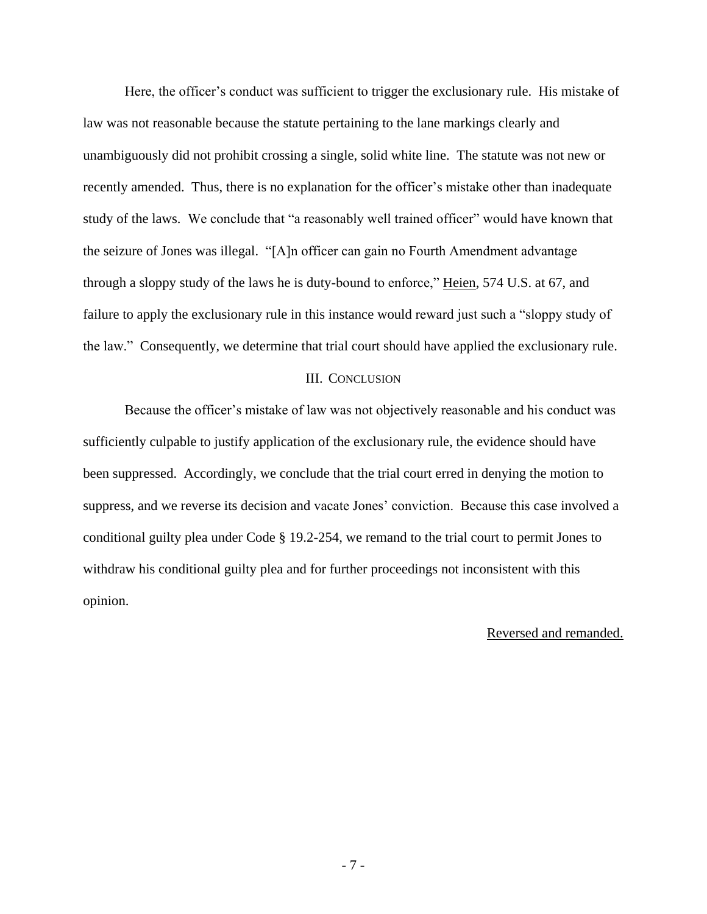Here, the officer's conduct was sufficient to trigger the exclusionary rule. His mistake of law was not reasonable because the statute pertaining to the lane markings clearly and unambiguously did not prohibit crossing a single, solid white line. The statute was not new or recently amended. Thus, there is no explanation for the officer's mistake other than inadequate study of the laws. We conclude that "a reasonably well trained officer" would have known that the seizure of Jones was illegal. "[A]n officer can gain no Fourth Amendment advantage through a sloppy study of the laws he is duty-bound to enforce," Heien, 574 U.S. at 67, and failure to apply the exclusionary rule in this instance would reward just such a "sloppy study of the law." Consequently, we determine that trial court should have applied the exclusionary rule.

## III. CONCLUSION

Because the officer's mistake of law was not objectively reasonable and his conduct was sufficiently culpable to justify application of the exclusionary rule, the evidence should have been suppressed. Accordingly, we conclude that the trial court erred in denying the motion to suppress, and we reverse its decision and vacate Jones' conviction. Because this case involved a conditional guilty plea under Code § 19.2-254, we remand to the trial court to permit Jones to withdraw his conditional guilty plea and for further proceedings not inconsistent with this opinion.

Reversed and remanded.